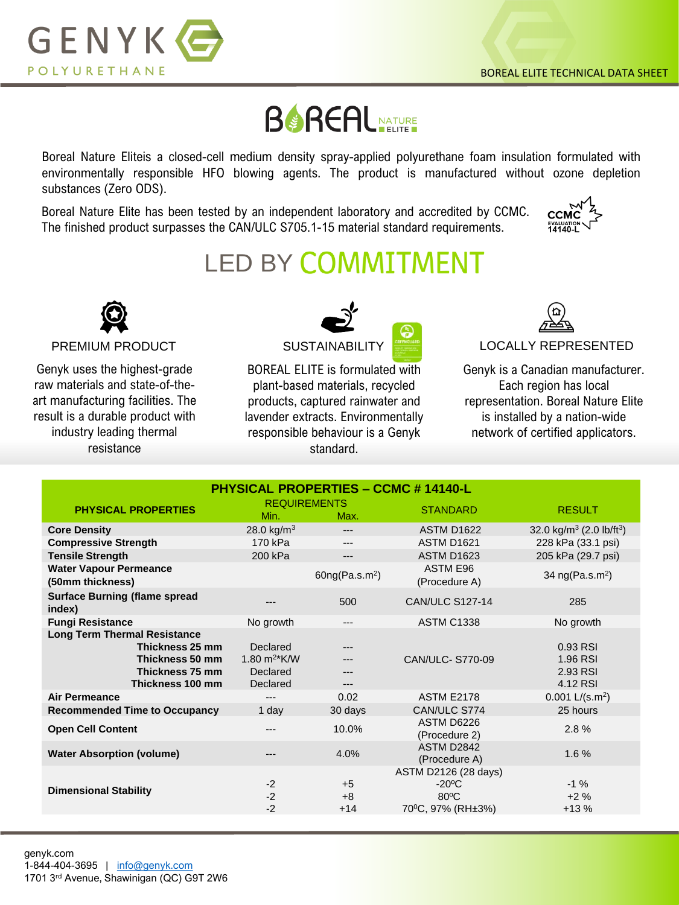BOREAL ELITE TECHNICAL DATA SHEET

# BOREAL NATURE ELITE

Boreal Nature Eliteis a closed-cell medium density spray-applied polyurethane foam insulation formulated with environmentally responsible HFO blowing agents. The product is manufactured without ozone depletion substances (Zero ODS).

Boreal Nature Elite has been tested by an independent laboratory and accredited by CCMC. The finished product surpasses the CAN/ULC S705.1-15 material standard requirements.

CCMC EVALUATION 14140-L

## LED BY COMMITMENT

### PREMIUM PRODUCT

Genyk uses the highest-grade raw materials and state-of-the-art manufacturing facilities. The result is a durable product with industry leading thermal resistance

### SUSTAINABILITY

BOREAL ELITE is formulated with plant-based materials, recycled products, captured rainwater and lavender extracts. Environmentally responsible behaviour is a Genyk standard.

### LOCALLY REPRESENTED

Genyk is a Canadian manufacturer. Each region has local representation. Boreal Nature Elite is installed by a nation-wide network of certified applicators.

## PHYSICAL PROPERTIES – CCMC # 14140-L

| PHYSICAL PROPERTIES | REQUIREMENTS Min. | Max. | STANDARD | RESULT |
|---|---|---|---|---|
| **Core Density** | 28.0 kg/m$^3$ | --- | ASTM D1622 | 32.0 kg/m$^3$ (2.0 lb/ft$^3$) |
| **Compressive Strength** | 170 kPa | --- | ASTM D1621 | 228 kPa (33.1 psi) |
| **Tensile Strength** | 200 kPa | --- | ASTM D1623 | 205 kPa (29.7 psi) |
| **Water Vapour Permeance (50mm thickness)** | | 60ng(Pa.s.m$^2$) | ASTM E96 (Procedure A) | 34 ng(Pa.s.m$^2$) |
| **Surface Burning (flame spread index)** | --- | 500 | CAN/ULC S127-14 | 285 |
| **Fungi Resistance** | No growth | --- | ASTM C1338 | No growth |
| **Long Term Thermal Resistance** | | | CAN/ULC- S770-09 | |
| **Thickness 25 mm** | Declared | --- | | 0.93 RSI |
| **Thickness 50 mm** | 1.80 m$^2$*K/W | --- | | 1.96 RSI |
| **Thickness 75 mm** | Declared | --- | | 2.93 RSI |
| **Thickness 100 mm** | Declared | --- | | 4.12 RSI |
| **Air Permeance** | --- | 0.02 | ASTM E2178 | 0.001 L/(s.m$^2$) |
| **Recommended Time to Occupancy** | 1 day | 30 days | CAN/ULC S774 | 25 hours |
| **Open Cell Content** | --- | 10.0% | ASTM D6226 (Procedure 2) | 2.8 % |
| **Water Absorption (volume)** | --- | 4.0% | ASTM D2842 (Procedure A) | 1.6 % |
| **Dimensional Stability** | | | ASTM D2126 (28 days) | |
| | -2 | +5 | -20ºC | -1 % |
| | -2 | +8 | 80ºC | +2 % |
| | -2 | +14 | 70ºC, 97% (RH±3%) | +13 % |

genyk.com
1-844-404-3695 | info@genyk.com
1701 3rd Avenue, Shawinigan (QC) G9T 2W6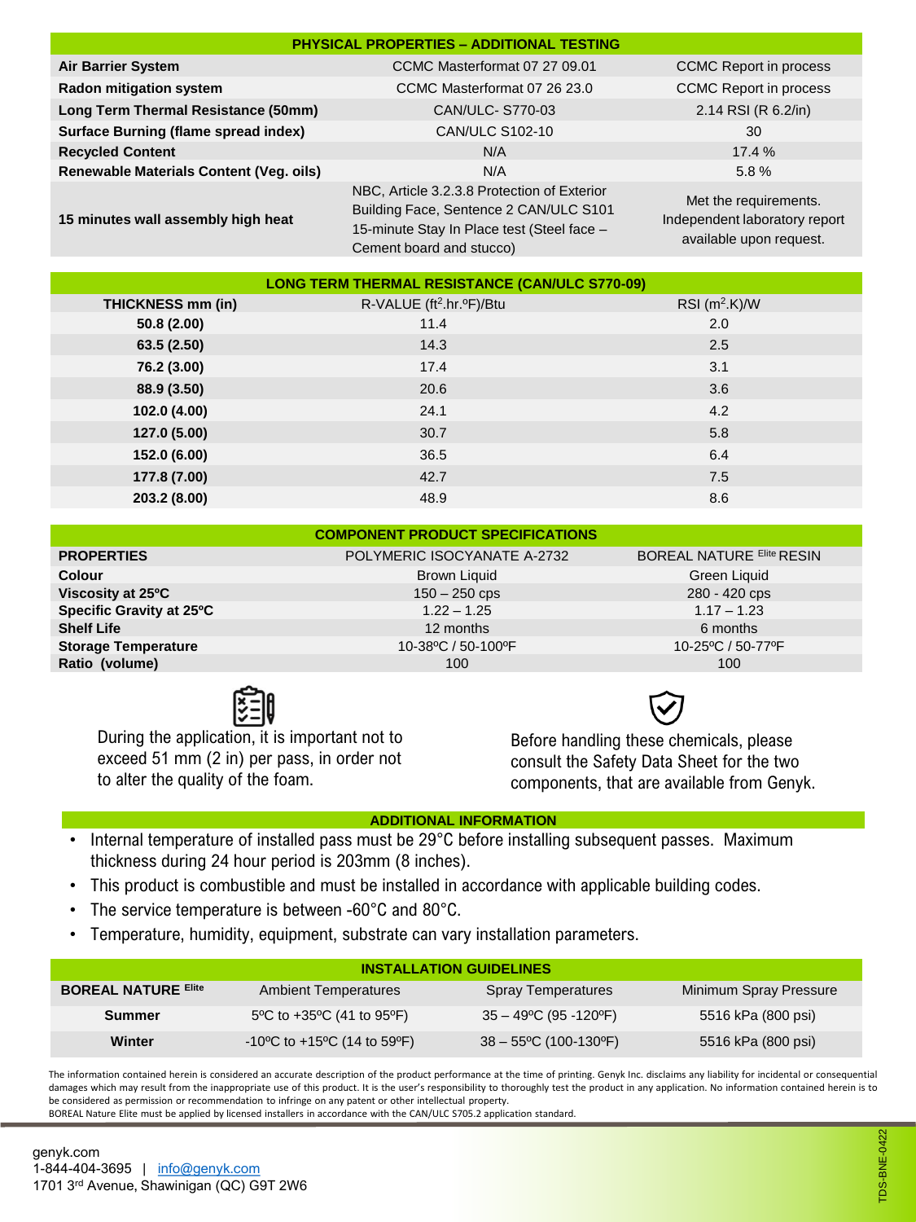| PHYSICAL PROPERTIES – ADDITIONAL TESTING | | |
|---|---|---|
| **Air Barrier System** | CCMC Masterformat 07 27 09.01 | CCMC Report in process |
| **Radon mitigation system** | CCMC Masterformat 07 26 23.0 | CCMC Report in process |
| **Long Term Thermal Resistance (50mm)** | CAN/ULC- S770-03 | 2.14 RSI (R 6.2/in) |
| **Surface Burning (flame spread index)** | CAN/ULC S102-10 | 30 |
| **Recycled Content** | N/A | 17.4 % |
| **Renewable Materials Content (Veg. oils)** | N/A | 5.8 % |
| **15 minutes wall assembly high heat** | NBC, Article 3.2.3.8 Protection of Exterior Building Face, Sentence 2 CAN/ULC S101 15-minute Stay In Place test (Steel face – Cement board and stucco) | Met the requirements. Independent laboratory report available upon request. |

| LONG TERM THERMAL RESISTANCE (CAN/ULC S770-09) | | |
|---|---|---|
| **THICKNESS mm (in)** | R-VALUE ($ft^2$.hr.ºF)/Btu | RSI ($m^2$.K)/W |
| **50.8 (2.00)** | 11.4 | 2.0 |
| **63.5 (2.50)** | 14.3 | 2.5 |
| **76.2 (3.00)** | 17.4 | 3.1 |
| **88.9 (3.50)** | 20.6 | 3.6 |
| **102.0 (4.00)** | 24.1 | 4.2 |
| **127.0 (5.00)** | 30.7 | 5.8 |
| **152.0 (6.00)** | 36.5 | 6.4 |
| **177.8 (7.00)** | 42.7 | 7.5 |
| **203.2 (8.00)** | 48.9 | 8.6 |

| COMPONENT PRODUCT SPECIFICATIONS | | |
|---|---|---|
| **PROPERTIES** | POLYMERIC ISOCYANATE A-2732 | BOREAL NATURE Elite RESIN |
| **Colour** | Brown Liquid | Green Liquid |
| **Viscosity at 25ºC** | 150 – 250 cps | 280 - 420 cps |
| **Specific Gravity at 25ºC** | 1.22 – 1.25 | 1.17 – 1.23 |
| **Shelf Life** | 12 months | 6 months |
| **Storage Temperature** | 10-38ºC / 50-100ºF | 10-25ºC / 50-77ºF |
| **Ratio (volume)** | 100 | 100 |

During the application, it is important not to exceed 51 mm (2 in) per pass, in order not to alter the quality of the foam.

Before handling these chemicals, please consult the Safety Data Sheet for the two components, that are available from Genyk.

## ADDITIONAL INFORMATION

- Internal temperature of installed pass must be 29°C before installing subsequent passes. Maximum thickness during 24 hour period is 203mm (8 inches).
- This product is combustible and must be installed in accordance with applicable building codes.
- The service temperature is between -60°C and 80°C.
- Temperature, humidity, equipment, substrate can vary installation parameters.

| INSTALLATION GUIDELINES | | | |
|---|---|---|---|
| **BOREAL NATURE Elite** | Ambient Temperatures | Spray Temperatures | Minimum Spray Pressure |
| **Summer** | 5ºC to +35ºC (41 to 95ºF) | 35 – 49ºC (95 -120ºF) | 5516 kPa (800 psi) |
| **Winter** | -10ºC to +15ºC (14 to 59ºF) | 38 – 55ºC (100-130ºF) | 5516 kPa (800 psi) |

The information contained herein is considered an accurate description of the product performance at the time of printing. Genyk Inc. disclaims any liability for incidental or consequential damages which may result from the inappropriate use of this product. It is the user's responsibility to thoroughly test the product in any application. No information contained herein is to be considered as permission or recommendation to infringe on any patent or other intellectual property.
BOREAL Nature Elite must be applied by licensed installers in accordance with the CAN/ULC S705.2 application standard.

genyk.com
1-844-404-3695 | info@genyk.com
1701 3rd Avenue, Shawinigan (QC) G9T 2W6

TDS-BNE-0422